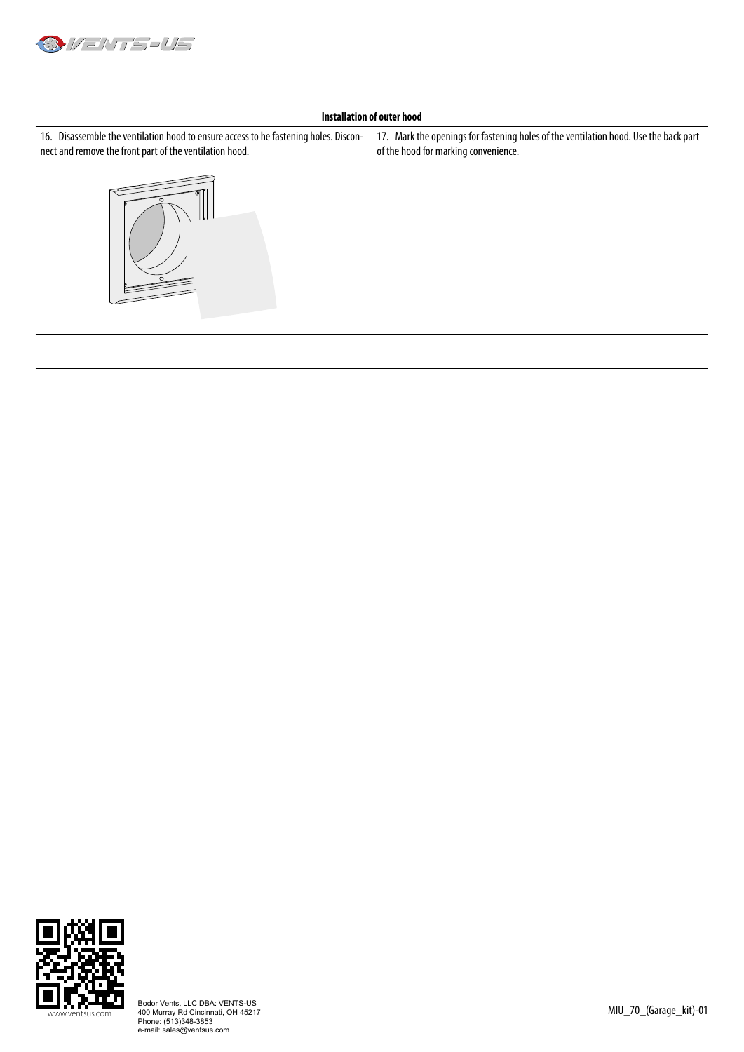| Installation of outer hood | |
|---|---|
| 16. Disassemble the ventilation hood to ensure access to he fastening holes. Disconnect and remove the front part of the ventilation hood. | 17. Mark the openings for fastening holes of the ventilation hood. Use the back part of the hood for marking convenience. |

Bodor Vents, LLC DBA: VENTS-US
400 Murray Rd Cincinnati, OH 45217
Phone: (513)348-3853
e-mail: sales@ventsus.com

www.ventsus.com

MIU_70_(Garage_kit)-01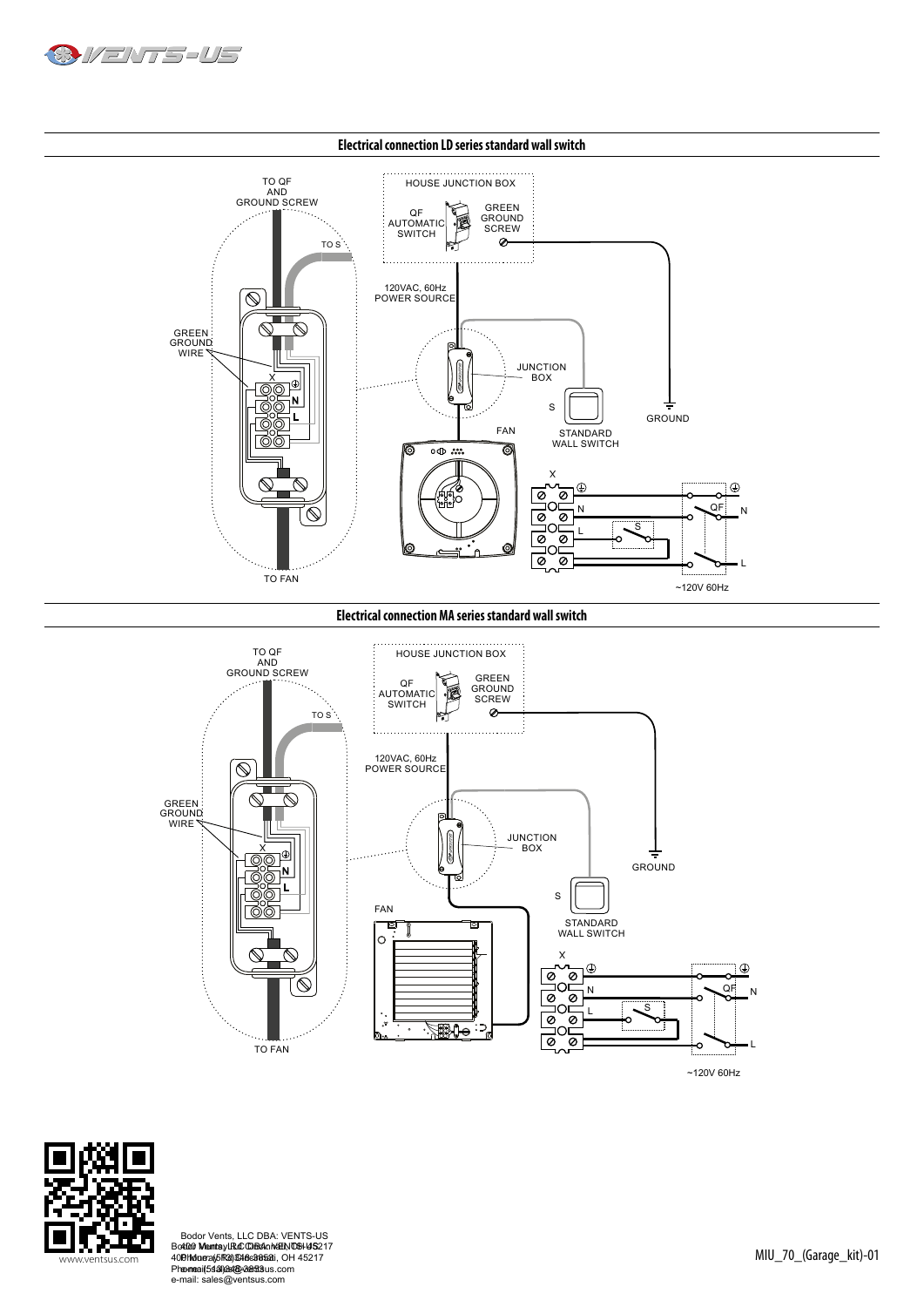## Electrical connection LD series standard wall switch

TO QF AND GROUND SCREW

TO S

GREEN GROUND WIRE

X

N

L

TO FAN

HOUSE JUNCTION BOX

QF AUTOMATIC SWITCH

GREEN GROUND SCREW

120VAC, 60Hz POWER SOURCE

JUNCTION BOX

S

STANDARD WALL SWITCH

GROUND

FAN

X

N

L

S

QF

N

L

~120V 60Hz

## Electrical connection MA series standard wall switch

TO QF AND GROUND SCREW

TO S

GREEN GROUND WIRE

X

N

L

TO FAN

HOUSE JUNCTION BOX

QF AUTOMATIC SWITCH

GREEN GROUND SCREW

120VAC, 60Hz POWER SOURCE

JUNCTION BOX

GROUND

S

STANDARD WALL SWITCH

FAN

X

N

L

S

QF

N

L

~120V 60Hz

www.ventsus.com

Bodor Vents, LLC DBA: VENTS-US
400 Murray Rd, Cincinnati, OH 45217
Phone: (513) 348-3853
e-mail: sales@ventsus.com

MIU_70_(Garage_kit)-01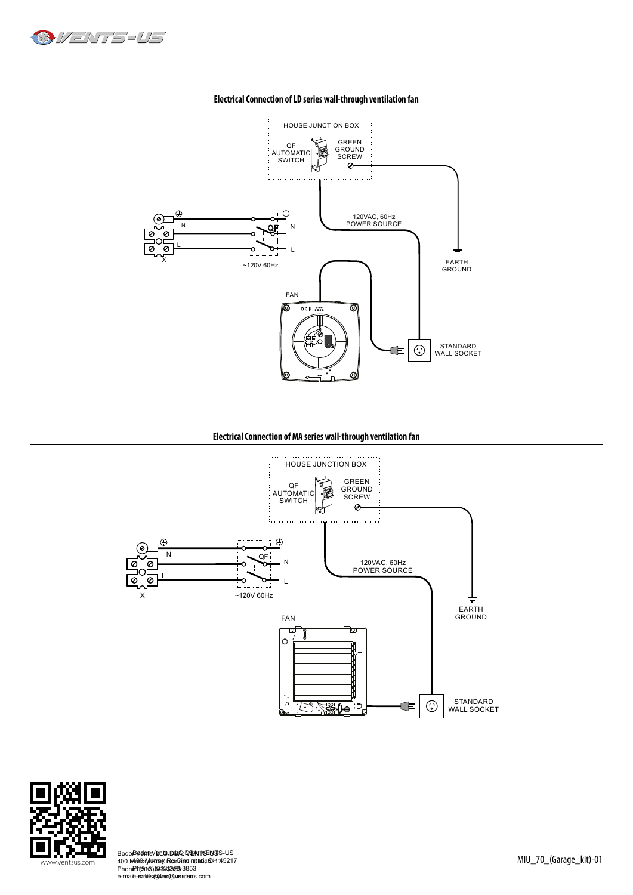## Electrical Connection of LD series wall-through ventilation fan

HOUSE JUNCTION BOX

QF AUTOMATIC SWITCH

GREEN GROUND SCREW

120VAC, 60Hz POWER SOURCE

EARTH GROUND

N

L

X

QF

N

L

~120V 60Hz

FAN

STANDARD WALL SOCKET

## Electrical Connection of MA series wall-through ventilation fan

HOUSE JUNCTION BOX

QF AUTOMATIC SWITCH

GREEN GROUND SCREW

120VAC, 60Hz POWER SOURCE

EARTH GROUND

N

L

X

QF

N

L

~120V 60Hz

FAN

STANDARD WALL SOCKET

www.ventsus.com

Bodo Vents LLC DBA VENTS-US
400 Murray Rd, Cincinnati OH 45217
Phone (513) 348-3853
e-mail: sales@ventsus.com

MIU_70_(Garage_kit)-01